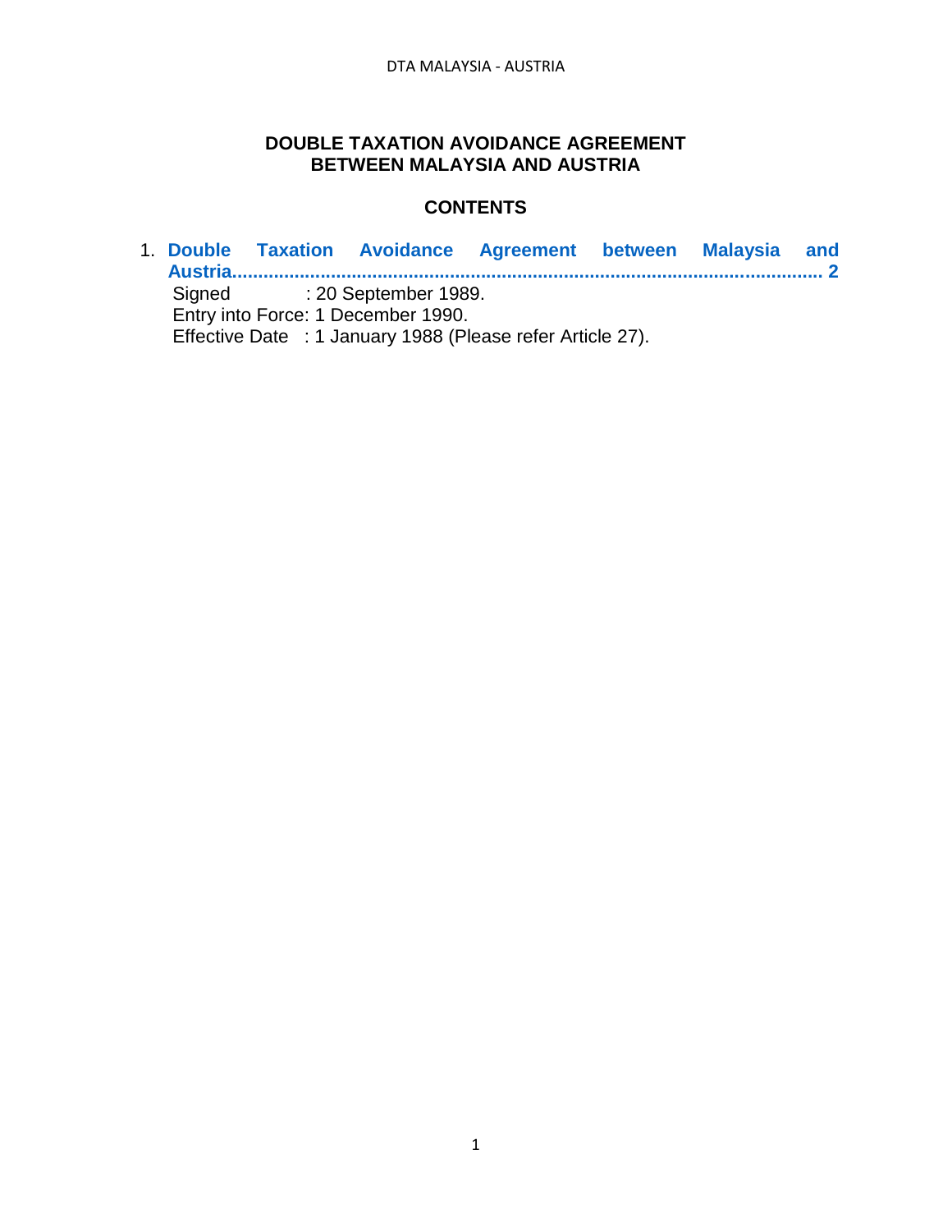# DOUBLE TAXATION AVOIDANCE AGREEMENT BETWEEN MALAYSIA AND AUSTRIA

## CONTENTS

1. **Double Taxation Avoidance Agreement between Malaysia and Austria........................................................................................................ 2**

   Signed : 20 September 1989.
   Entry into Force: 1 December 1990.
   Effective Date : 1 January 1988 (Please refer Article 27).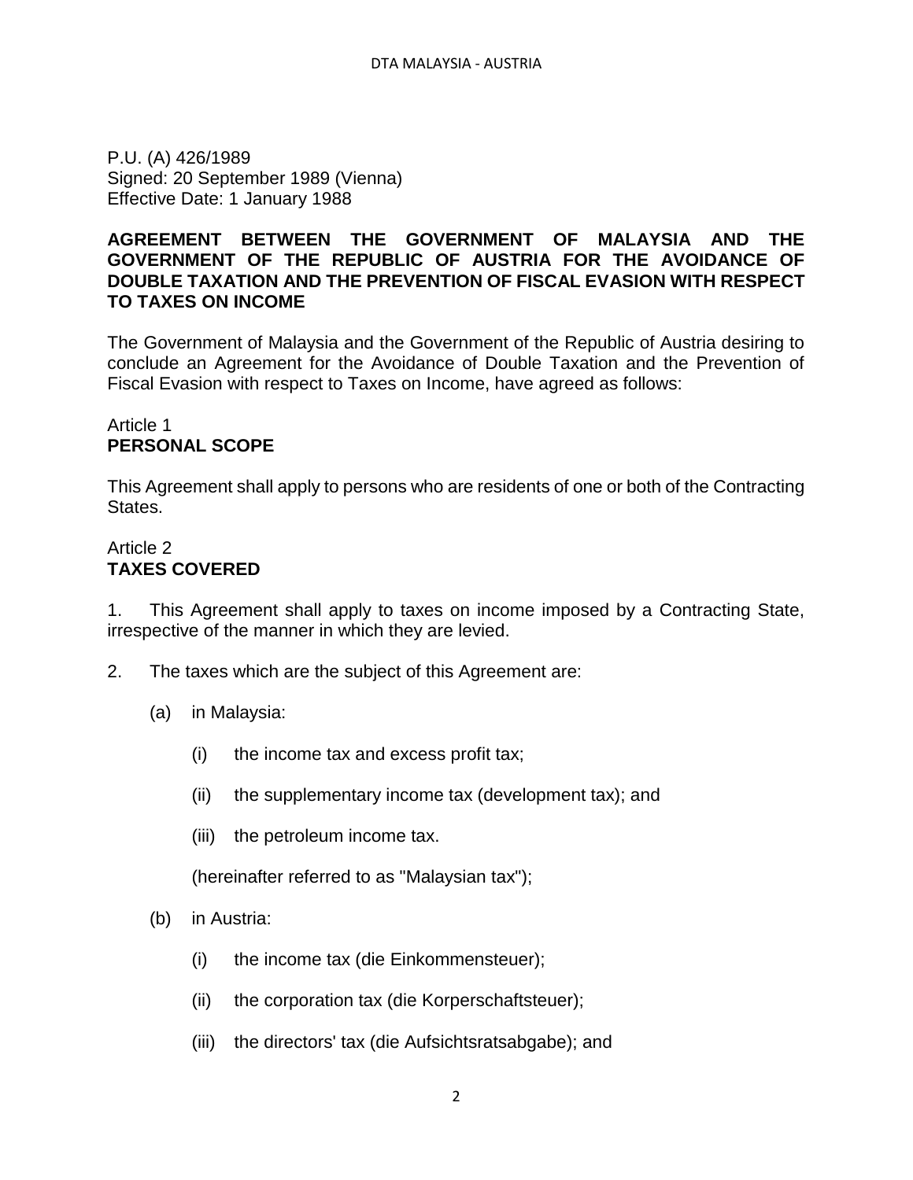P.U. (A) 426/1989
Signed: 20 September 1989 (Vienna)
Effective Date: 1 January 1988

**AGREEMENT BETWEEN THE GOVERNMENT OF MALAYSIA AND THE GOVERNMENT OF THE REPUBLIC OF AUSTRIA FOR THE AVOIDANCE OF DOUBLE TAXATION AND THE PREVENTION OF FISCAL EVASION WITH RESPECT TO TAXES ON INCOME**

The Government of Malaysia and the Government of the Republic of Austria desiring to conclude an Agreement for the Avoidance of Double Taxation and the Prevention of Fiscal Evasion with respect to Taxes on Income, have agreed as follows:

Article 1
**PERSONAL SCOPE**

This Agreement shall apply to persons who are residents of one or both of the Contracting States.

Article 2
**TAXES COVERED**

1. This Agreement shall apply to taxes on income imposed by a Contracting State, irrespective of the manner in which they are levied.

2. The taxes which are the subject of this Agreement are:

   (a) in Malaysia:

      (i) the income tax and excess profit tax;

      (ii) the supplementary income tax (development tax); and

      (iii) the petroleum income tax.

      (hereinafter referred to as "Malaysian tax");

   (b) in Austria:

      (i) the income tax (die Einkommensteuer);

      (ii) the corporation tax (die Korperschaftsteuer);

      (iii) the directors' tax (die Aufsichtsratsabgabe); and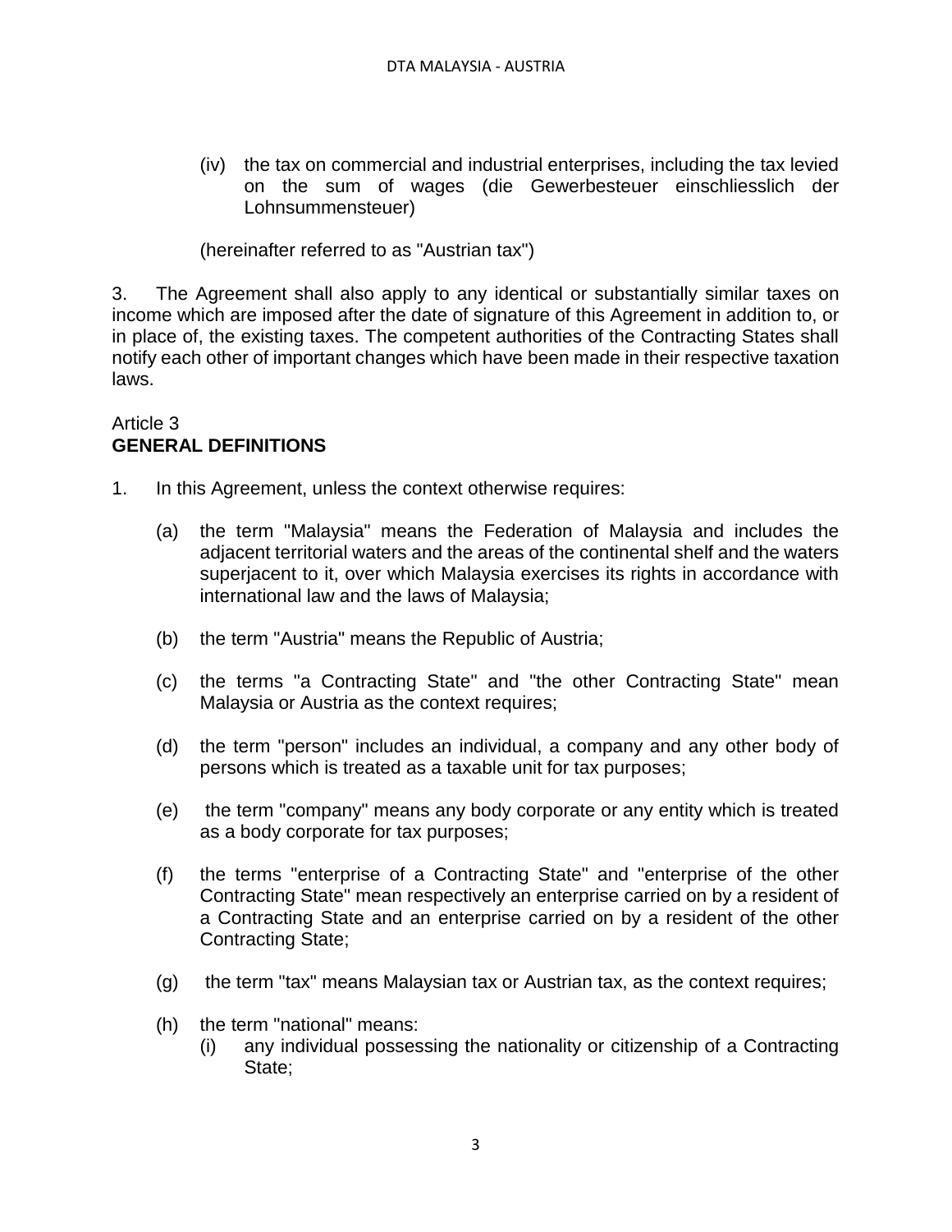(iv) the tax on commercial and industrial enterprises, including the tax levied on the sum of wages (die Gewerbesteuer einschliesslich der Lohnsummensteuer)

(hereinafter referred to as "Austrian tax")

3. The Agreement shall also apply to any identical or substantially similar taxes on income which are imposed after the date of signature of this Agreement in addition to, or in place of, the existing taxes. The competent authorities of the Contracting States shall notify each other of important changes which have been made in their respective taxation laws.

Article 3
**GENERAL DEFINITIONS**

1. In this Agreement, unless the context otherwise requires:

   (a) the term "Malaysia" means the Federation of Malaysia and includes the adjacent territorial waters and the areas of the continental shelf and the waters superjacent to it, over which Malaysia exercises its rights in accordance with international law and the laws of Malaysia;

   (b) the term "Austria" means the Republic of Austria;

   (c) the terms "a Contracting State" and "the other Contracting State" mean Malaysia or Austria as the context requires;

   (d) the term "person" includes an individual, a company and any other body of persons which is treated as a taxable unit for tax purposes;

   (e) the term "company" means any body corporate or any entity which is treated as a body corporate for tax purposes;

   (f) the terms "enterprise of a Contracting State" and "enterprise of the other Contracting State" mean respectively an enterprise carried on by a resident of a Contracting State and an enterprise carried on by a resident of the other Contracting State;

   (g) the term "tax" means Malaysian tax or Austrian tax, as the context requires;

   (h) the term "national" means:
      (i) any individual possessing the nationality or citizenship of a Contracting State;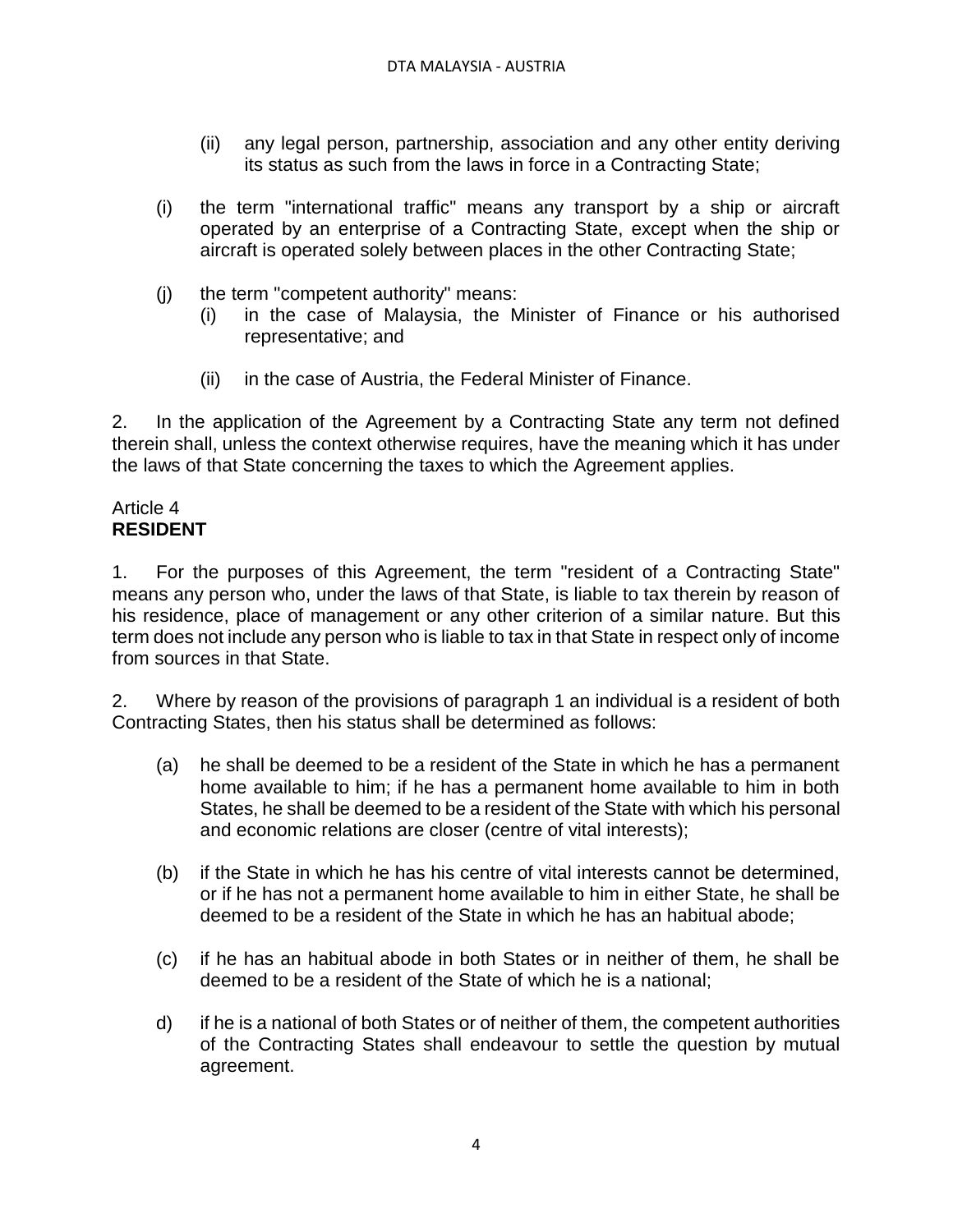(ii) any legal person, partnership, association and any other entity deriving its status as such from the laws in force in a Contracting State;

(i) the term "international traffic" means any transport by a ship or aircraft operated by an enterprise of a Contracting State, except when the ship or aircraft is operated solely between places in the other Contracting State;

(j) the term "competent authority" means:

  (i) in the case of Malaysia, the Minister of Finance or his authorised representative; and

  (ii) in the case of Austria, the Federal Minister of Finance.

2. In the application of the Agreement by a Contracting State any term not defined therein shall, unless the context otherwise requires, have the meaning which it has under the laws of that State concerning the taxes to which the Agreement applies.

Article 4
**RESIDENT**

1. For the purposes of this Agreement, the term "resident of a Contracting State" means any person who, under the laws of that State, is liable to tax therein by reason of his residence, place of management or any other criterion of a similar nature. But this term does not include any person who is liable to tax in that State in respect only of income from sources in that State.

2. Where by reason of the provisions of paragraph 1 an individual is a resident of both Contracting States, then his status shall be determined as follows:

(a) he shall be deemed to be a resident of the State in which he has a permanent home available to him; if he has a permanent home available to him in both States, he shall be deemed to be a resident of the State with which his personal and economic relations are closer (centre of vital interests);

(b) if the State in which he has his centre of vital interests cannot be determined, or if he has not a permanent home available to him in either State, he shall be deemed to be a resident of the State in which he has an habitual abode;

(c) if he has an habitual abode in both States or in neither of them, he shall be deemed to be a resident of the State of which he is a national;

d) if he is a national of both States or of neither of them, the competent authorities of the Contracting States shall endeavour to settle the question by mutual agreement.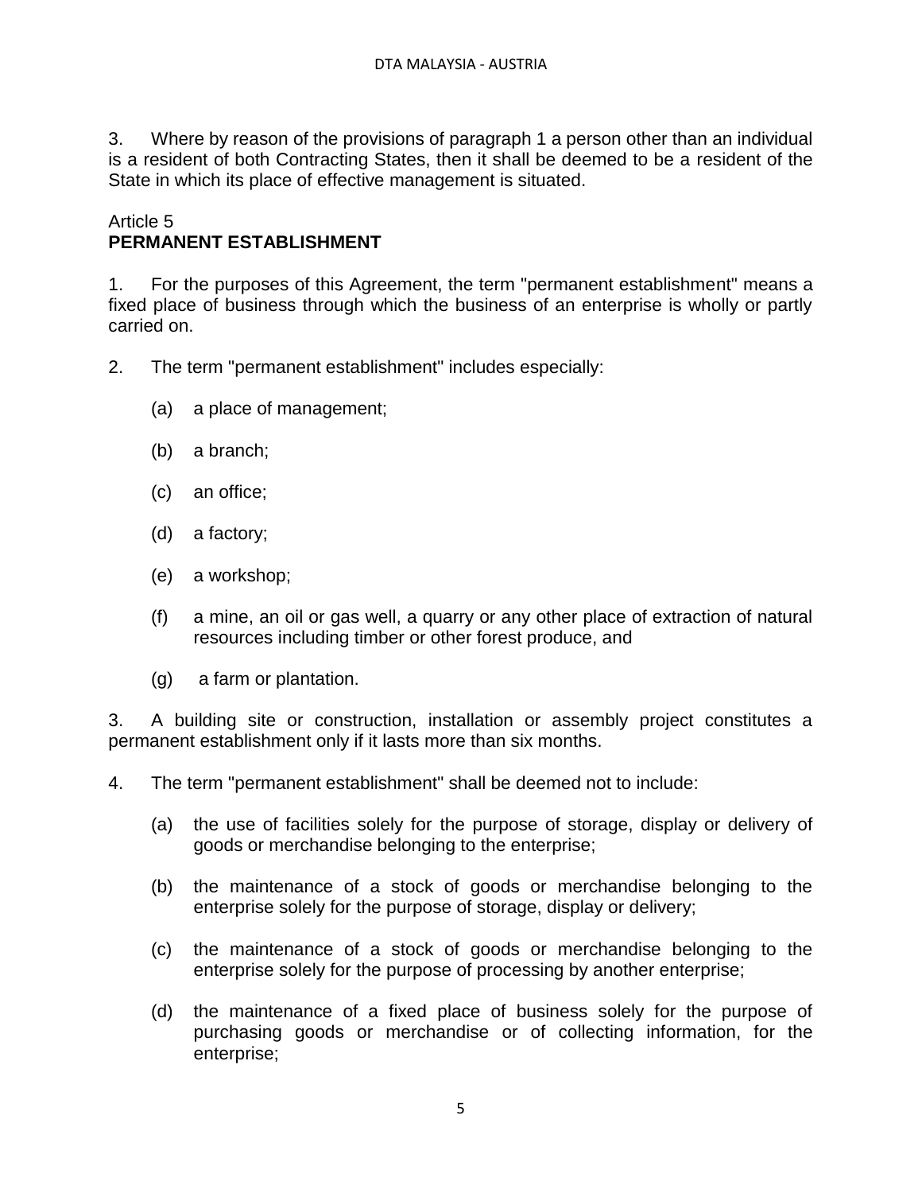3. Where by reason of the provisions of paragraph 1 a person other than an individual is a resident of both Contracting States, then it shall be deemed to be a resident of the State in which its place of effective management is situated.

Article 5
**PERMANENT ESTABLISHMENT**

1. For the purposes of this Agreement, the term "permanent establishment" means a fixed place of business through which the business of an enterprise is wholly or partly carried on.

2. The term "permanent establishment" includes especially:

   (a) a place of management;

   (b) a branch;

   (c) an office;

   (d) a factory;

   (e) a workshop;

   (f) a mine, an oil or gas well, a quarry or any other place of extraction of natural resources including timber or other forest produce, and

   (g) a farm or plantation.

3. A building site or construction, installation or assembly project constitutes a permanent establishment only if it lasts more than six months.

4. The term "permanent establishment" shall be deemed not to include:

   (a) the use of facilities solely for the purpose of storage, display or delivery of goods or merchandise belonging to the enterprise;

   (b) the maintenance of a stock of goods or merchandise belonging to the enterprise solely for the purpose of storage, display or delivery;

   (c) the maintenance of a stock of goods or merchandise belonging to the enterprise solely for the purpose of processing by another enterprise;

   (d) the maintenance of a fixed place of business solely for the purpose of purchasing goods or merchandise or of collecting information, for the enterprise;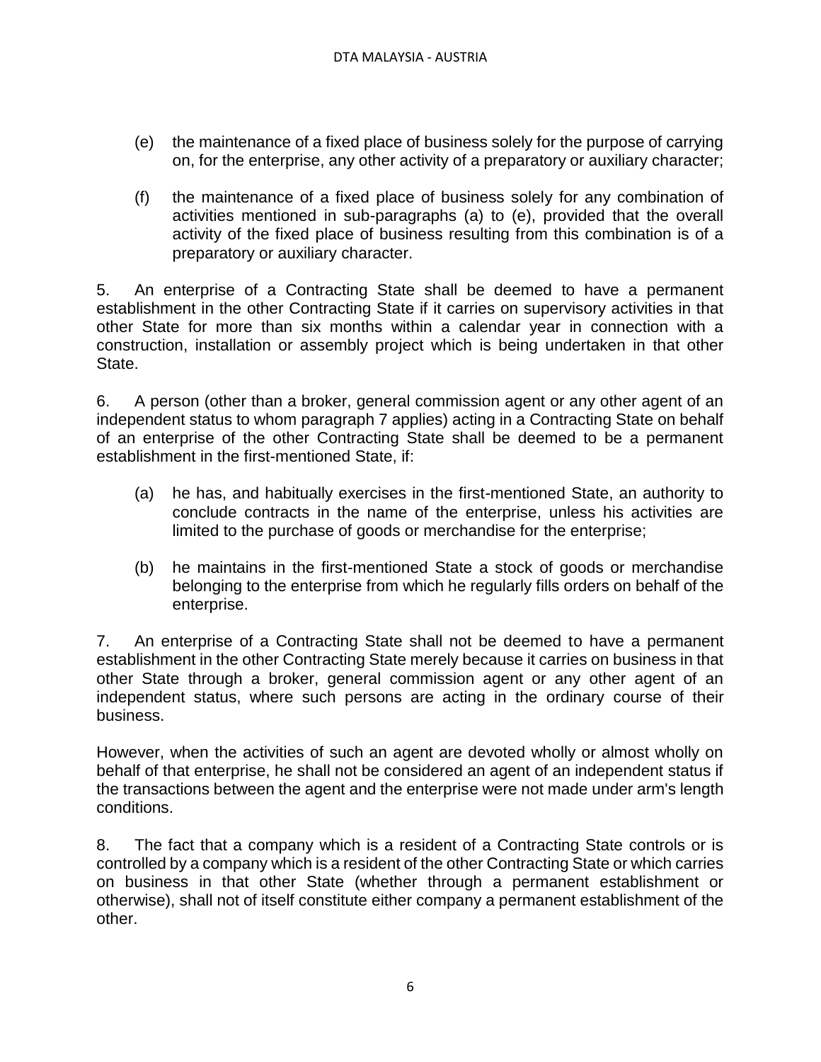(e) the maintenance of a fixed place of business solely for the purpose of carrying on, for the enterprise, any other activity of a preparatory or auxiliary character;

(f) the maintenance of a fixed place of business solely for any combination of activities mentioned in sub-paragraphs (a) to (e), provided that the overall activity of the fixed place of business resulting from this combination is of a preparatory or auxiliary character.

5. An enterprise of a Contracting State shall be deemed to have a permanent establishment in the other Contracting State if it carries on supervisory activities in that other State for more than six months within a calendar year in connection with a construction, installation or assembly project which is being undertaken in that other State.

6. A person (other than a broker, general commission agent or any other agent of an independent status to whom paragraph 7 applies) acting in a Contracting State on behalf of an enterprise of the other Contracting State shall be deemed to be a permanent establishment in the first-mentioned State, if:

(a) he has, and habitually exercises in the first-mentioned State, an authority to conclude contracts in the name of the enterprise, unless his activities are limited to the purchase of goods or merchandise for the enterprise;

(b) he maintains in the first-mentioned State a stock of goods or merchandise belonging to the enterprise from which he regularly fills orders on behalf of the enterprise.

7. An enterprise of a Contracting State shall not be deemed to have a permanent establishment in the other Contracting State merely because it carries on business in that other State through a broker, general commission agent or any other agent of an independent status, where such persons are acting in the ordinary course of their business.

However, when the activities of such an agent are devoted wholly or almost wholly on behalf of that enterprise, he shall not be considered an agent of an independent status if the transactions between the agent and the enterprise were not made under arm's length conditions.

8. The fact that a company which is a resident of a Contracting State controls or is controlled by a company which is a resident of the other Contracting State or which carries on business in that other State (whether through a permanent establishment or otherwise), shall not of itself constitute either company a permanent establishment of the other.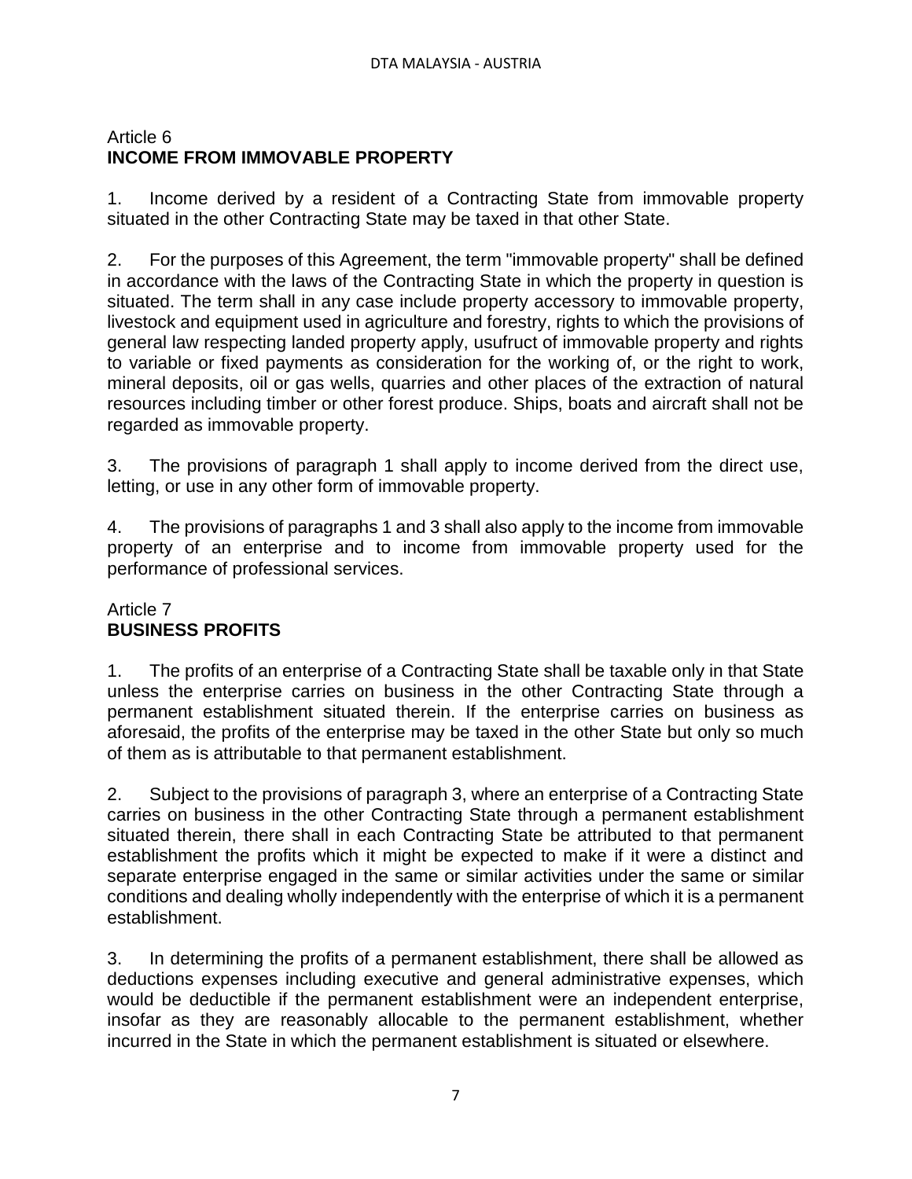## Article 6
## INCOME FROM IMMOVABLE PROPERTY

1. Income derived by a resident of a Contracting State from immovable property situated in the other Contracting State may be taxed in that other State.

2. For the purposes of this Agreement, the term "immovable property" shall be defined in accordance with the laws of the Contracting State in which the property in question is situated. The term shall in any case include property accessory to immovable property, livestock and equipment used in agriculture and forestry, rights to which the provisions of general law respecting landed property apply, usufruct of immovable property and rights to variable or fixed payments as consideration for the working of, or the right to work, mineral deposits, oil or gas wells, quarries and other places of the extraction of natural resources including timber or other forest produce. Ships, boats and aircraft shall not be regarded as immovable property.

3. The provisions of paragraph 1 shall apply to income derived from the direct use, letting, or use in any other form of immovable property.

4. The provisions of paragraphs 1 and 3 shall also apply to the income from immovable property of an enterprise and to income from immovable property used for the performance of professional services.

## Article 7
## BUSINESS PROFITS

1. The profits of an enterprise of a Contracting State shall be taxable only in that State unless the enterprise carries on business in the other Contracting State through a permanent establishment situated therein. If the enterprise carries on business as aforesaid, the profits of the enterprise may be taxed in the other State but only so much of them as is attributable to that permanent establishment.

2. Subject to the provisions of paragraph 3, where an enterprise of a Contracting State carries on business in the other Contracting State through a permanent establishment situated therein, there shall in each Contracting State be attributed to that permanent establishment the profits which it might be expected to make if it were a distinct and separate enterprise engaged in the same or similar activities under the same or similar conditions and dealing wholly independently with the enterprise of which it is a permanent establishment.

3. In determining the profits of a permanent establishment, there shall be allowed as deductions expenses including executive and general administrative expenses, which would be deductible if the permanent establishment were an independent enterprise, insofar as they are reasonably allocable to the permanent establishment, whether incurred in the State in which the permanent establishment is situated or elsewhere.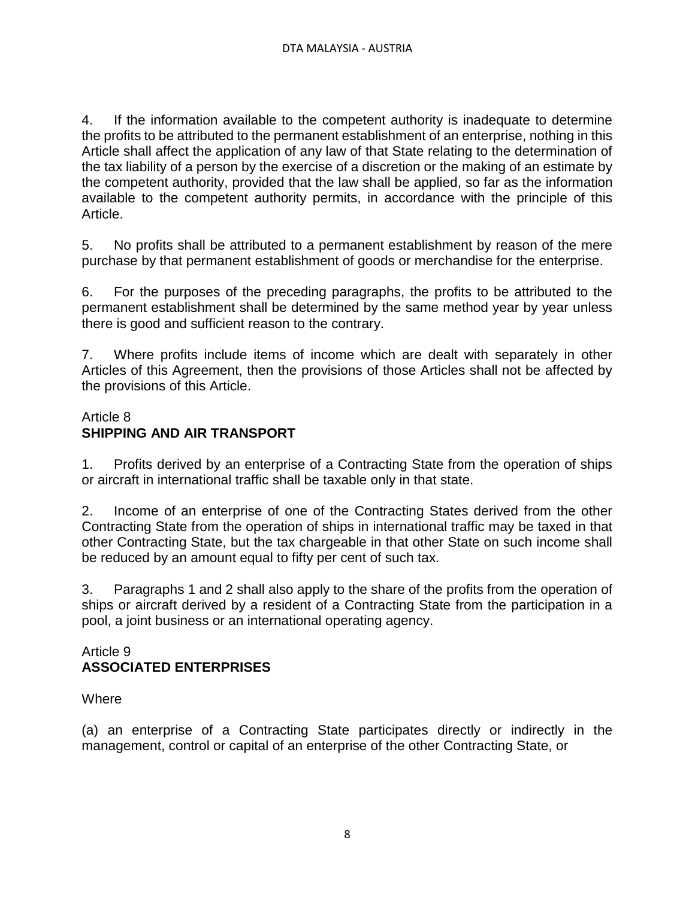4. If the information available to the competent authority is inadequate to determine the profits to be attributed to the permanent establishment of an enterprise, nothing in this Article shall affect the application of any law of that State relating to the determination of the tax liability of a person by the exercise of a discretion or the making of an estimate by the competent authority, provided that the law shall be applied, so far as the information available to the competent authority permits, in accordance with the principle of this Article.

5. No profits shall be attributed to a permanent establishment by reason of the mere purchase by that permanent establishment of goods or merchandise for the enterprise.

6. For the purposes of the preceding paragraphs, the profits to be attributed to the permanent establishment shall be determined by the same method year by year unless there is good and sufficient reason to the contrary.

7. Where profits include items of income which are dealt with separately in other Articles of this Agreement, then the provisions of those Articles shall not be affected by the provisions of this Article.

## Article 8
## SHIPPING AND AIR TRANSPORT

1. Profits derived by an enterprise of a Contracting State from the operation of ships or aircraft in international traffic shall be taxable only in that state.

2. Income of an enterprise of one of the Contracting States derived from the other Contracting State from the operation of ships in international traffic may be taxed in that other Contracting State, but the tax chargeable in that other State on such income shall be reduced by an amount equal to fifty per cent of such tax.

3. Paragraphs 1 and 2 shall also apply to the share of the profits from the operation of ships or aircraft derived by a resident of a Contracting State from the participation in a pool, a joint business or an international operating agency.

## Article 9
## ASSOCIATED ENTERPRISES

Where

(a) an enterprise of a Contracting State participates directly or indirectly in the management, control or capital of an enterprise of the other Contracting State, or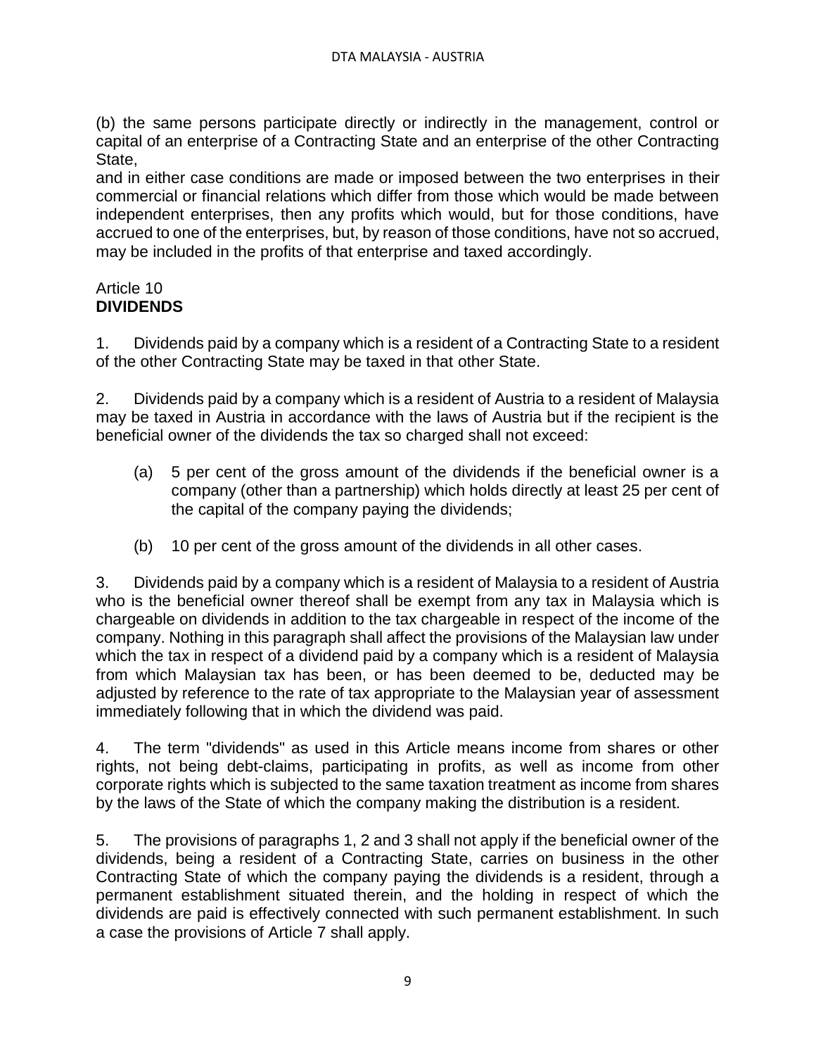(b) the same persons participate directly or indirectly in the management, control or capital of an enterprise of a Contracting State and an enterprise of the other Contracting State,

and in either case conditions are made or imposed between the two enterprises in their commercial or financial relations which differ from those which would be made between independent enterprises, then any profits which would, but for those conditions, have accrued to one of the enterprises, but, by reason of those conditions, have not so accrued, may be included in the profits of that enterprise and taxed accordingly.

Article 10
**DIVIDENDS**

1. Dividends paid by a company which is a resident of a Contracting State to a resident of the other Contracting State may be taxed in that other State.

2. Dividends paid by a company which is a resident of Austria to a resident of Malaysia may be taxed in Austria in accordance with the laws of Austria but if the recipient is the beneficial owner of the dividends the tax so charged shall not exceed:

(a) 5 per cent of the gross amount of the dividends if the beneficial owner is a company (other than a partnership) which holds directly at least 25 per cent of the capital of the company paying the dividends;

(b) 10 per cent of the gross amount of the dividends in all other cases.

3. Dividends paid by a company which is a resident of Malaysia to a resident of Austria who is the beneficial owner thereof shall be exempt from any tax in Malaysia which is chargeable on dividends in addition to the tax chargeable in respect of the income of the company. Nothing in this paragraph shall affect the provisions of the Malaysian law under which the tax in respect of a dividend paid by a company which is a resident of Malaysia from which Malaysian tax has been, or has been deemed to be, deducted may be adjusted by reference to the rate of tax appropriate to the Malaysian year of assessment immediately following that in which the dividend was paid.

4. The term "dividends" as used in this Article means income from shares or other rights, not being debt-claims, participating in profits, as well as income from other corporate rights which is subjected to the same taxation treatment as income from shares by the laws of the State of which the company making the distribution is a resident.

5. The provisions of paragraphs 1, 2 and 3 shall not apply if the beneficial owner of the dividends, being a resident of a Contracting State, carries on business in the other Contracting State of which the company paying the dividends is a resident, through a permanent establishment situated therein, and the holding in respect of which the dividends are paid is effectively connected with such permanent establishment. In such a case the provisions of Article 7 shall apply.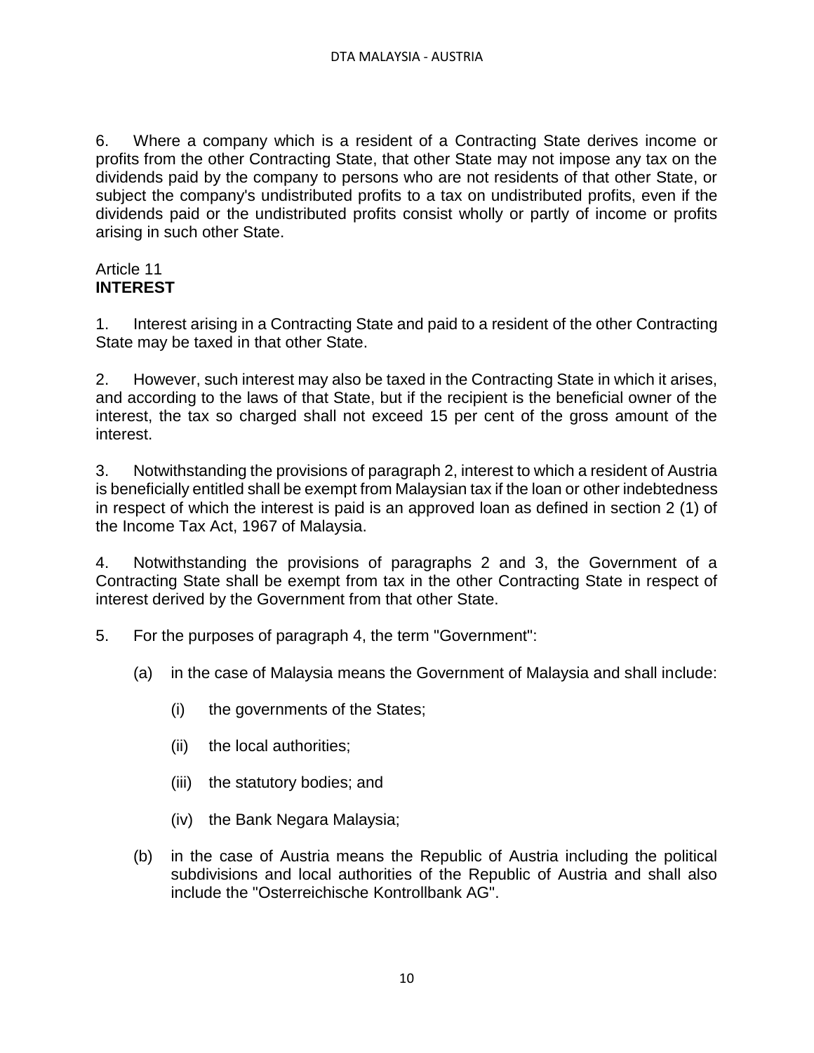6. Where a company which is a resident of a Contracting State derives income or profits from the other Contracting State, that other State may not impose any tax on the dividends paid by the company to persons who are not residents of that other State, or subject the company's undistributed profits to a tax on undistributed profits, even if the dividends paid or the undistributed profits consist wholly or partly of income or profits arising in such other State.

## Article 11
## **INTEREST**

1. Interest arising in a Contracting State and paid to a resident of the other Contracting State may be taxed in that other State.

2. However, such interest may also be taxed in the Contracting State in which it arises, and according to the laws of that State, but if the recipient is the beneficial owner of the interest, the tax so charged shall not exceed 15 per cent of the gross amount of the interest.

3. Notwithstanding the provisions of paragraph 2, interest to which a resident of Austria is beneficially entitled shall be exempt from Malaysian tax if the loan or other indebtedness in respect of which the interest is paid is an approved loan as defined in section 2 (1) of the Income Tax Act, 1967 of Malaysia.

4. Notwithstanding the provisions of paragraphs 2 and 3, the Government of a Contracting State shall be exempt from tax in the other Contracting State in respect of interest derived by the Government from that other State.

5. For the purposes of paragraph 4, the term "Government":

   (a) in the case of Malaysia means the Government of Malaysia and shall include:

      (i) the governments of the States;

      (ii) the local authorities;

      (iii) the statutory bodies; and

      (iv) the Bank Negara Malaysia;

   (b) in the case of Austria means the Republic of Austria including the political subdivisions and local authorities of the Republic of Austria and shall also include the "Osterreichische Kontrollbank AG".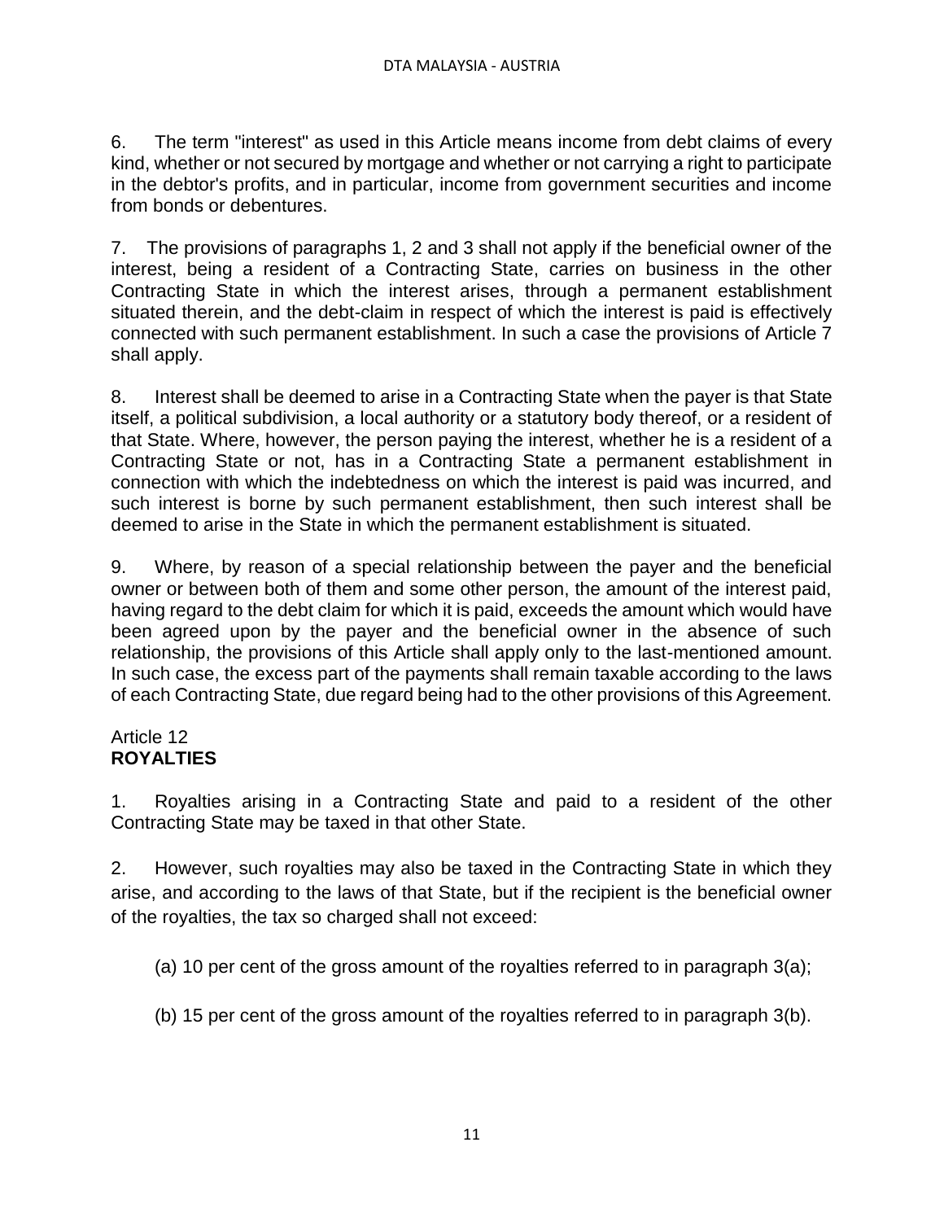6. The term "interest" as used in this Article means income from debt claims of every kind, whether or not secured by mortgage and whether or not carrying a right to participate in the debtor's profits, and in particular, income from government securities and income from bonds or debentures.

7. The provisions of paragraphs 1, 2 and 3 shall not apply if the beneficial owner of the interest, being a resident of a Contracting State, carries on business in the other Contracting State in which the interest arises, through a permanent establishment situated therein, and the debt-claim in respect of which the interest is paid is effectively connected with such permanent establishment. In such a case the provisions of Article 7 shall apply.

8. Interest shall be deemed to arise in a Contracting State when the payer is that State itself, a political subdivision, a local authority or a statutory body thereof, or a resident of that State. Where, however, the person paying the interest, whether he is a resident of a Contracting State or not, has in a Contracting State a permanent establishment in connection with which the indebtedness on which the interest is paid was incurred, and such interest is borne by such permanent establishment, then such interest shall be deemed to arise in the State in which the permanent establishment is situated.

9. Where, by reason of a special relationship between the payer and the beneficial owner or between both of them and some other person, the amount of the interest paid, having regard to the debt claim for which it is paid, exceeds the amount which would have been agreed upon by the payer and the beneficial owner in the absence of such relationship, the provisions of this Article shall apply only to the last-mentioned amount. In such case, the excess part of the payments shall remain taxable according to the laws of each Contracting State, due regard being had to the other provisions of this Agreement.

## Article 12
## **ROYALTIES**

1. Royalties arising in a Contracting State and paid to a resident of the other Contracting State may be taxed in that other State.

2. However, such royalties may also be taxed in the Contracting State in which they arise, and according to the laws of that State, but if the recipient is the beneficial owner of the royalties, the tax so charged shall not exceed:

(a) 10 per cent of the gross amount of the royalties referred to in paragraph 3(a);

(b) 15 per cent of the gross amount of the royalties referred to in paragraph 3(b).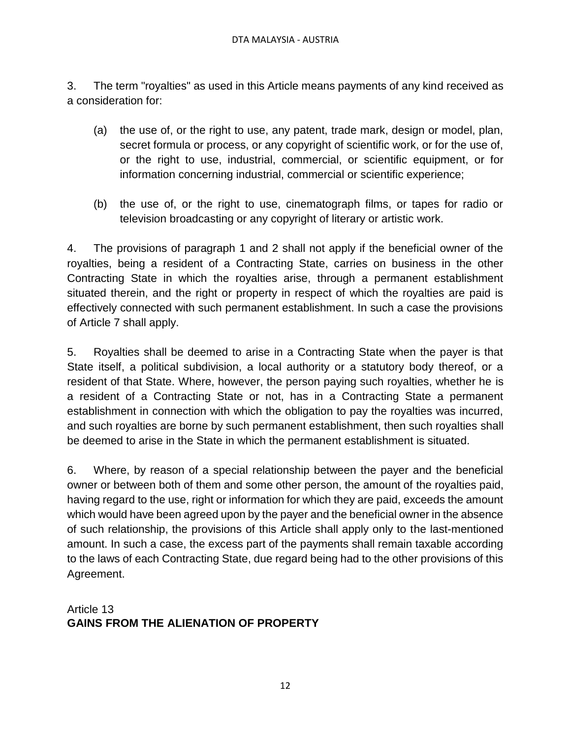3. The term "royalties" as used in this Article means payments of any kind received as a consideration for:

(a) the use of, or the right to use, any patent, trade mark, design or model, plan, secret formula or process, or any copyright of scientific work, or for the use of, or the right to use, industrial, commercial, or scientific equipment, or for information concerning industrial, commercial or scientific experience;

(b) the use of, or the right to use, cinematograph films, or tapes for radio or television broadcasting or any copyright of literary or artistic work.

4. The provisions of paragraph 1 and 2 shall not apply if the beneficial owner of the royalties, being a resident of a Contracting State, carries on business in the other Contracting State in which the royalties arise, through a permanent establishment situated therein, and the right or property in respect of which the royalties are paid is effectively connected with such permanent establishment. In such a case the provisions of Article 7 shall apply.

5. Royalties shall be deemed to arise in a Contracting State when the payer is that State itself, a political subdivision, a local authority or a statutory body thereof, or a resident of that State. Where, however, the person paying such royalties, whether he is a resident of a Contracting State or not, has in a Contracting State a permanent establishment in connection with which the obligation to pay the royalties was incurred, and such royalties are borne by such permanent establishment, then such royalties shall be deemed to arise in the State in which the permanent establishment is situated.

6. Where, by reason of a special relationship between the payer and the beneficial owner or between both of them and some other person, the amount of the royalties paid, having regard to the use, right or information for which they are paid, exceeds the amount which would have been agreed upon by the payer and the beneficial owner in the absence of such relationship, the provisions of this Article shall apply only to the last-mentioned amount. In such a case, the excess part of the payments shall remain taxable according to the laws of each Contracting State, due regard being had to the other provisions of this Agreement.

## Article 13
## **GAINS FROM THE ALIENATION OF PROPERTY**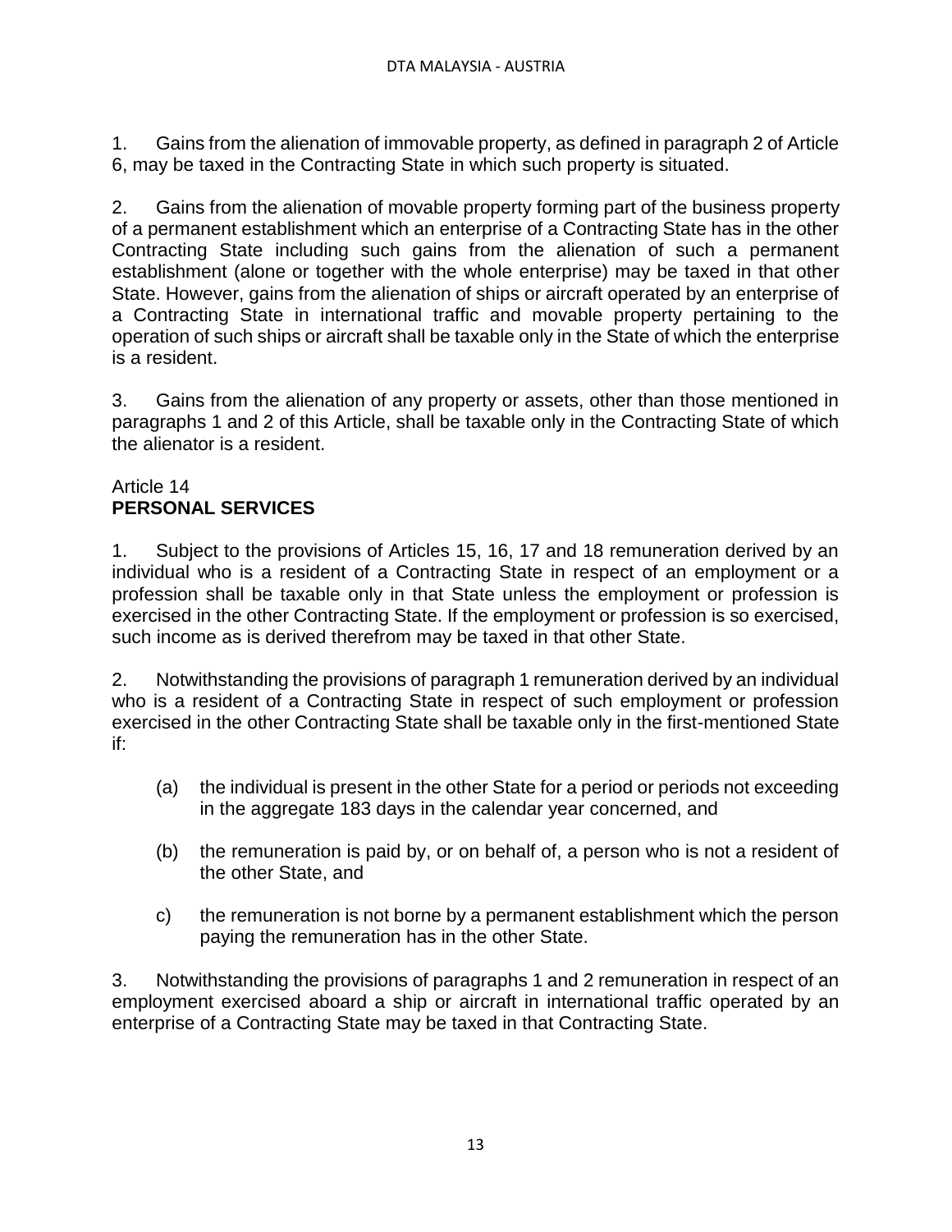1. Gains from the alienation of immovable property, as defined in paragraph 2 of Article 6, may be taxed in the Contracting State in which such property is situated.

2. Gains from the alienation of movable property forming part of the business property of a permanent establishment which an enterprise of a Contracting State has in the other Contracting State including such gains from the alienation of such a permanent establishment (alone or together with the whole enterprise) may be taxed in that other State. However, gains from the alienation of ships or aircraft operated by an enterprise of a Contracting State in international traffic and movable property pertaining to the operation of such ships or aircraft shall be taxable only in the State of which the enterprise is a resident.

3. Gains from the alienation of any property or assets, other than those mentioned in paragraphs 1 and 2 of this Article, shall be taxable only in the Contracting State of which the alienator is a resident.

## Article 14
## **PERSONAL SERVICES**

1. Subject to the provisions of Articles 15, 16, 17 and 18 remuneration derived by an individual who is a resident of a Contracting State in respect of an employment or a profession shall be taxable only in that State unless the employment or profession is exercised in the other Contracting State. If the employment or profession is so exercised, such income as is derived therefrom may be taxed in that other State.

2. Notwithstanding the provisions of paragraph 1 remuneration derived by an individual who is a resident of a Contracting State in respect of such employment or profession exercised in the other Contracting State shall be taxable only in the first-mentioned State if:

   (a) the individual is present in the other State for a period or periods not exceeding in the aggregate 183 days in the calendar year concerned, and

   (b) the remuneration is paid by, or on behalf of, a person who is not a resident of the other State, and

   c) the remuneration is not borne by a permanent establishment which the person paying the remuneration has in the other State.

3. Notwithstanding the provisions of paragraphs 1 and 2 remuneration in respect of an employment exercised aboard a ship or aircraft in international traffic operated by an enterprise of a Contracting State may be taxed in that Contracting State.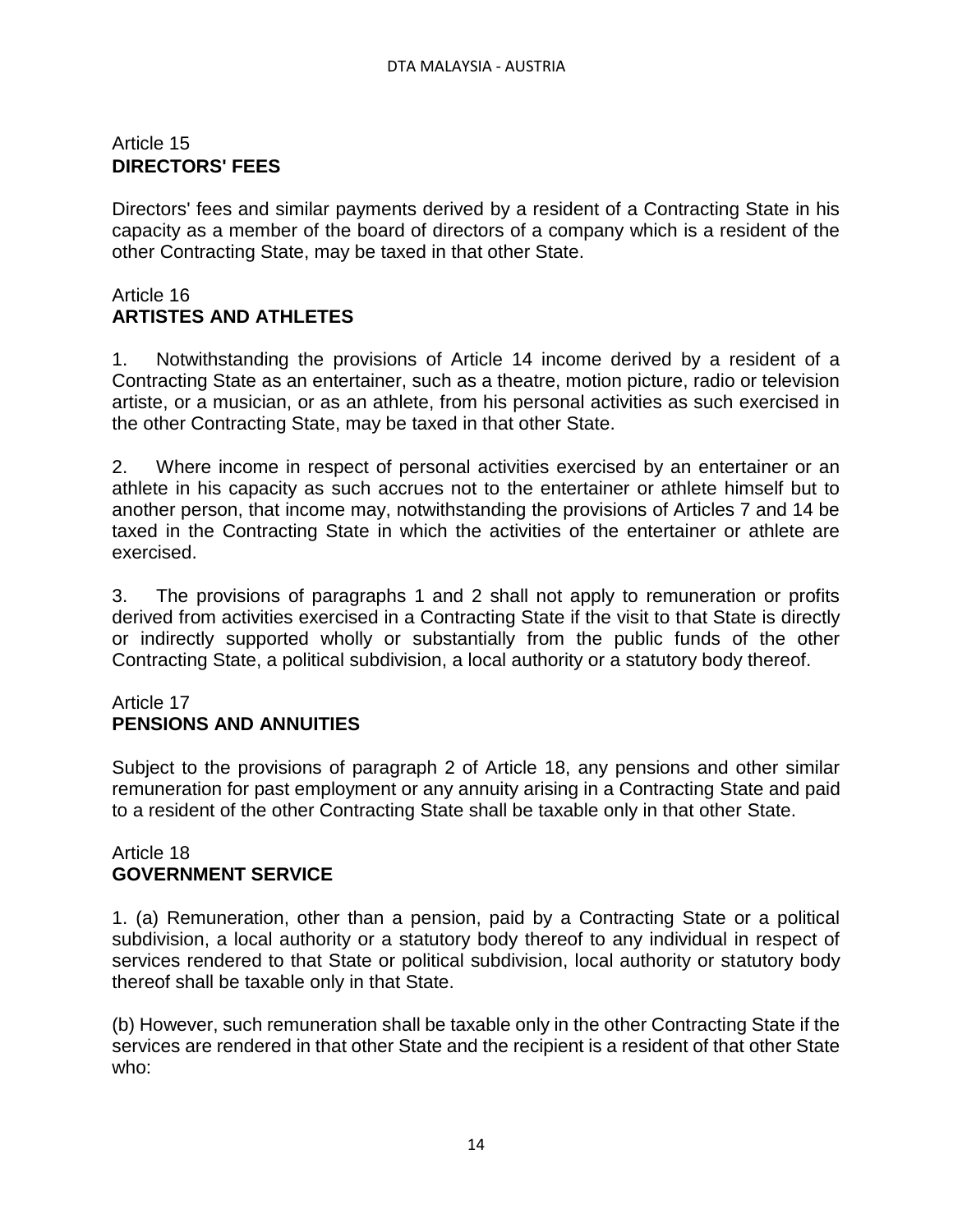## Article 15
**DIRECTORS' FEES**

Directors' fees and similar payments derived by a resident of a Contracting State in his capacity as a member of the board of directors of a company which is a resident of the other Contracting State, may be taxed in that other State.

## Article 16
**ARTISTES AND ATHLETES**

1. Notwithstanding the provisions of Article 14 income derived by a resident of a Contracting State as an entertainer, such as a theatre, motion picture, radio or television artiste, or a musician, or as an athlete, from his personal activities as such exercised in the other Contracting State, may be taxed in that other State.

2. Where income in respect of personal activities exercised by an entertainer or an athlete in his capacity as such accrues not to the entertainer or athlete himself but to another person, that income may, notwithstanding the provisions of Articles 7 and 14 be taxed in the Contracting State in which the activities of the entertainer or athlete are exercised.

3. The provisions of paragraphs 1 and 2 shall not apply to remuneration or profits derived from activities exercised in a Contracting State if the visit to that State is directly or indirectly supported wholly or substantially from the public funds of the other Contracting State, a political subdivision, a local authority or a statutory body thereof.

## Article 17
**PENSIONS AND ANNUITIES**

Subject to the provisions of paragraph 2 of Article 18, any pensions and other similar remuneration for past employment or any annuity arising in a Contracting State and paid to a resident of the other Contracting State shall be taxable only in that other State.

## Article 18
**GOVERNMENT SERVICE**

1. (a) Remuneration, other than a pension, paid by a Contracting State or a political subdivision, a local authority or a statutory body thereof to any individual in respect of services rendered to that State or political subdivision, local authority or statutory body thereof shall be taxable only in that State.

(b) However, such remuneration shall be taxable only in the other Contracting State if the services are rendered in that other State and the recipient is a resident of that other State who: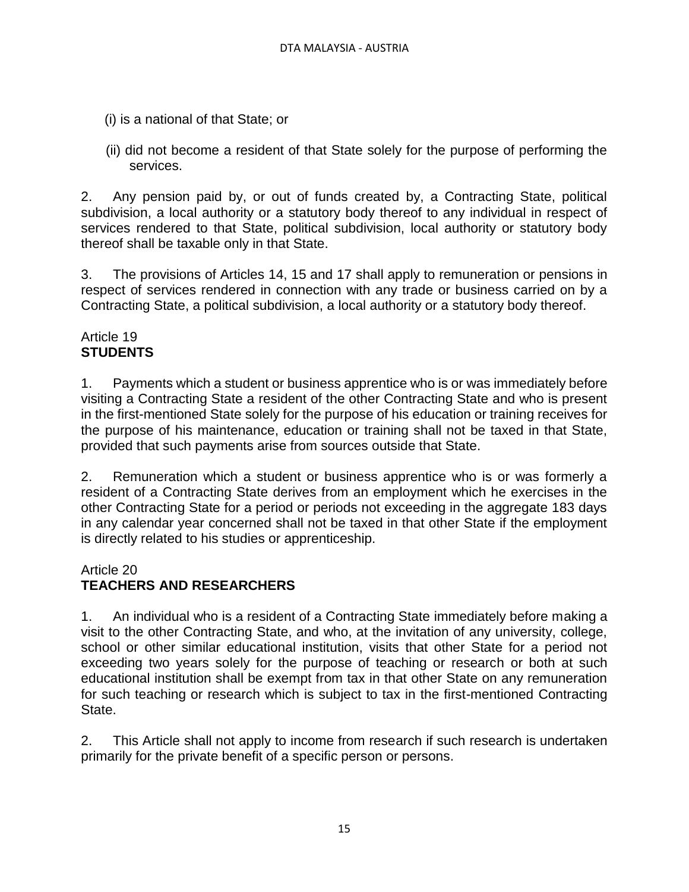(i) is a national of that State; or

(ii) did not become a resident of that State solely for the purpose of performing the services.

2. Any pension paid by, or out of funds created by, a Contracting State, political subdivision, a local authority or a statutory body thereof to any individual in respect of services rendered to that State, political subdivision, local authority or statutory body thereof shall be taxable only in that State.

3. The provisions of Articles 14, 15 and 17 shall apply to remuneration or pensions in respect of services rendered in connection with any trade or business carried on by a Contracting State, a political subdivision, a local authority or a statutory body thereof.

Article 19
**STUDENTS**

1. Payments which a student or business apprentice who is or was immediately before visiting a Contracting State a resident of the other Contracting State and who is present in the first-mentioned State solely for the purpose of his education or training receives for the purpose of his maintenance, education or training shall not be taxed in that State, provided that such payments arise from sources outside that State.

2. Remuneration which a student or business apprentice who is or was formerly a resident of a Contracting State derives from an employment which he exercises in the other Contracting State for a period or periods not exceeding in the aggregate 183 days in any calendar year concerned shall not be taxed in that other State if the employment is directly related to his studies or apprenticeship.

Article 20
**TEACHERS AND RESEARCHERS**

1. An individual who is a resident of a Contracting State immediately before making a visit to the other Contracting State, and who, at the invitation of any university, college, school or other similar educational institution, visits that other State for a period not exceeding two years solely for the purpose of teaching or research or both at such educational institution shall be exempt from tax in that other State on any remuneration for such teaching or research which is subject to tax in the first-mentioned Contracting State.

2. This Article shall not apply to income from research if such research is undertaken primarily for the private benefit of a specific person or persons.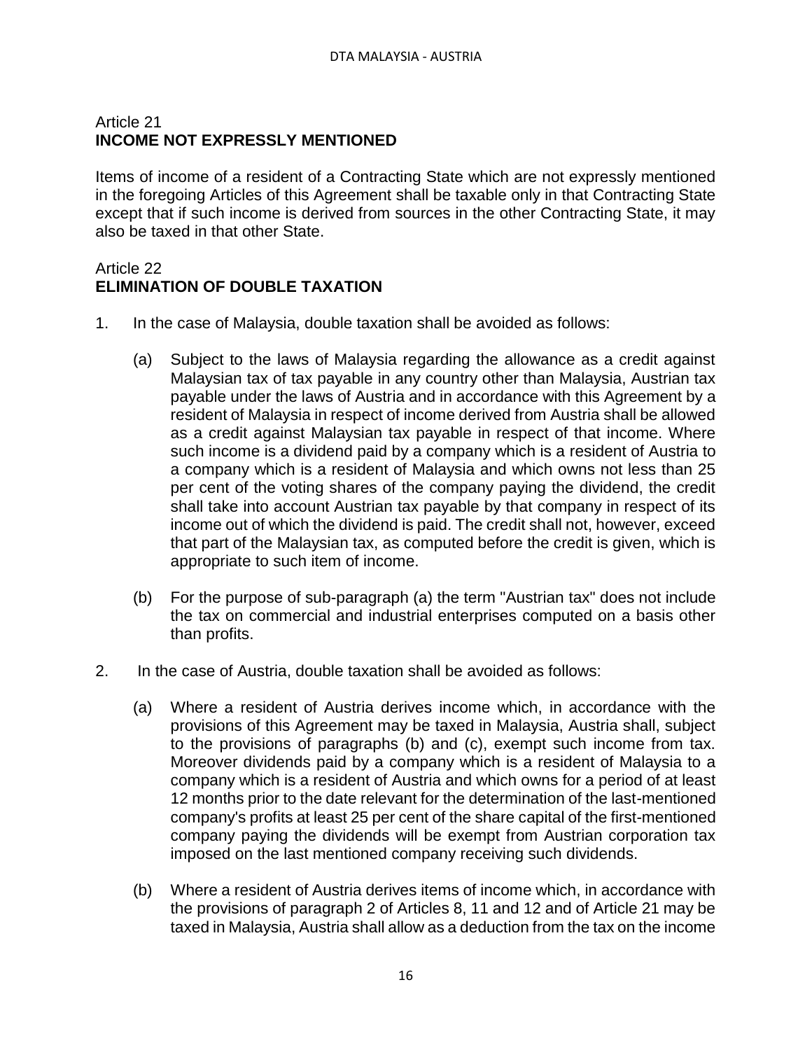## Article 21
## INCOME NOT EXPRESSLY MENTIONED

Items of income of a resident of a Contracting State which are not expressly mentioned in the foregoing Articles of this Agreement shall be taxable only in that Contracting State except that if such income is derived from sources in the other Contracting State, it may also be taxed in that other State.

## Article 22
## ELIMINATION OF DOUBLE TAXATION

1. In the case of Malaysia, double taxation shall be avoided as follows:

   (a) Subject to the laws of Malaysia regarding the allowance as a credit against Malaysian tax of tax payable in any country other than Malaysia, Austrian tax payable under the laws of Austria and in accordance with this Agreement by a resident of Malaysia in respect of income derived from Austria shall be allowed as a credit against Malaysian tax payable in respect of that income. Where such income is a dividend paid by a company which is a resident of Austria to a company which is a resident of Malaysia and which owns not less than 25 per cent of the voting shares of the company paying the dividend, the credit shall take into account Austrian tax payable by that company in respect of its income out of which the dividend is paid. The credit shall not, however, exceed that part of the Malaysian tax, as computed before the credit is given, which is appropriate to such item of income.

   (b) For the purpose of sub-paragraph (a) the term "Austrian tax" does not include the tax on commercial and industrial enterprises computed on a basis other than profits.

2. In the case of Austria, double taxation shall be avoided as follows:

   (a) Where a resident of Austria derives income which, in accordance with the provisions of this Agreement may be taxed in Malaysia, Austria shall, subject to the provisions of paragraphs (b) and (c), exempt such income from tax. Moreover dividends paid by a company which is a resident of Malaysia to a company which is a resident of Austria and which owns for a period of at least 12 months prior to the date relevant for the determination of the last-mentioned company's profits at least 25 per cent of the share capital of the first-mentioned company paying the dividends will be exempt from Austrian corporation tax imposed on the last mentioned company receiving such dividends.

   (b) Where a resident of Austria derives items of income which, in accordance with the provisions of paragraph 2 of Articles 8, 11 and 12 and of Article 21 may be taxed in Malaysia, Austria shall allow as a deduction from the tax on the income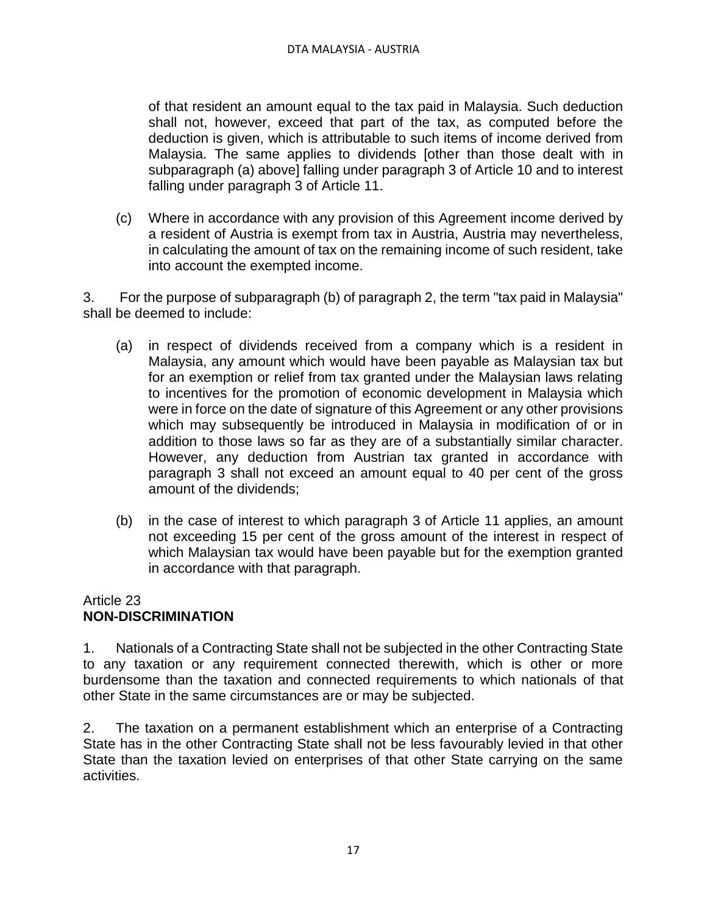of that resident an amount equal to the tax paid in Malaysia. Such deduction shall not, however, exceed that part of the tax, as computed before the deduction is given, which is attributable to such items of income derived from Malaysia. The same applies to dividends [other than those dealt with in subparagraph (a) above] falling under paragraph 3 of Article 10 and to interest falling under paragraph 3 of Article 11.

(c) Where in accordance with any provision of this Agreement income derived by a resident of Austria is exempt from tax in Austria, Austria may nevertheless, in calculating the amount of tax on the remaining income of such resident, take into account the exempted income.

3. For the purpose of subparagraph (b) of paragraph 2, the term "tax paid in Malaysia" shall be deemed to include:

(a) in respect of dividends received from a company which is a resident in Malaysia, any amount which would have been payable as Malaysian tax but for an exemption or relief from tax granted under the Malaysian laws relating to incentives for the promotion of economic development in Malaysia which were in force on the date of signature of this Agreement or any other provisions which may subsequently be introduced in Malaysia in modification of or in addition to those laws so far as they are of a substantially similar character. However, any deduction from Austrian tax granted in accordance with paragraph 3 shall not exceed an amount equal to 40 per cent of the gross amount of the dividends;

(b) in the case of interest to which paragraph 3 of Article 11 applies, an amount not exceeding 15 per cent of the gross amount of the interest in respect of which Malaysian tax would have been payable but for the exemption granted in accordance with that paragraph.

## Article 23
## **NON-DISCRIMINATION**

1. Nationals of a Contracting State shall not be subjected in the other Contracting State to any taxation or any requirement connected therewith, which is other or more burdensome than the taxation and connected requirements to which nationals of that other State in the same circumstances are or may be subjected.

2. The taxation on a permanent establishment which an enterprise of a Contracting State has in the other Contracting State shall not be less favourably levied in that other State than the taxation levied on enterprises of that other State carrying on the same activities.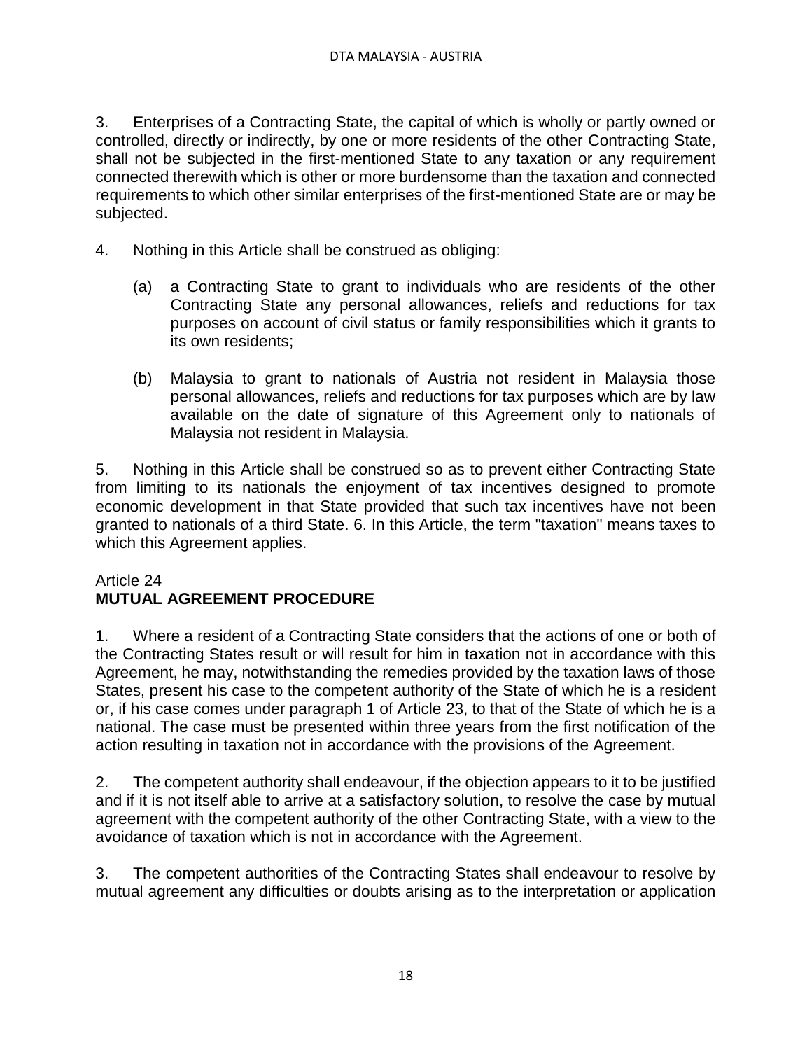3. Enterprises of a Contracting State, the capital of which is wholly or partly owned or controlled, directly or indirectly, by one or more residents of the other Contracting State, shall not be subjected in the first-mentioned State to any taxation or any requirement connected therewith which is other or more burdensome than the taxation and connected requirements to which other similar enterprises of the first-mentioned State are or may be subjected.

4. Nothing in this Article shall be construed as obliging:

(a) a Contracting State to grant to individuals who are residents of the other Contracting State any personal allowances, reliefs and reductions for tax purposes on account of civil status or family responsibilities which it grants to its own residents;

(b) Malaysia to grant to nationals of Austria not resident in Malaysia those personal allowances, reliefs and reductions for tax purposes which are by law available on the date of signature of this Agreement only to nationals of Malaysia not resident in Malaysia.

5. Nothing in this Article shall be construed so as to prevent either Contracting State from limiting to its nationals the enjoyment of tax incentives designed to promote economic development in that State provided that such tax incentives have not been granted to nationals of a third State. 6. In this Article, the term "taxation" means taxes to which this Agreement applies.

Article 24
**MUTUAL AGREEMENT PROCEDURE**

1. Where a resident of a Contracting State considers that the actions of one or both of the Contracting States result or will result for him in taxation not in accordance with this Agreement, he may, notwithstanding the remedies provided by the taxation laws of those States, present his case to the competent authority of the State of which he is a resident or, if his case comes under paragraph 1 of Article 23, to that of the State of which he is a national. The case must be presented within three years from the first notification of the action resulting in taxation not in accordance with the provisions of the Agreement.

2. The competent authority shall endeavour, if the objection appears to it to be justified and if it is not itself able to arrive at a satisfactory solution, to resolve the case by mutual agreement with the competent authority of the other Contracting State, with a view to the avoidance of taxation which is not in accordance with the Agreement.

3. The competent authorities of the Contracting States shall endeavour to resolve by mutual agreement any difficulties or doubts arising as to the interpretation or application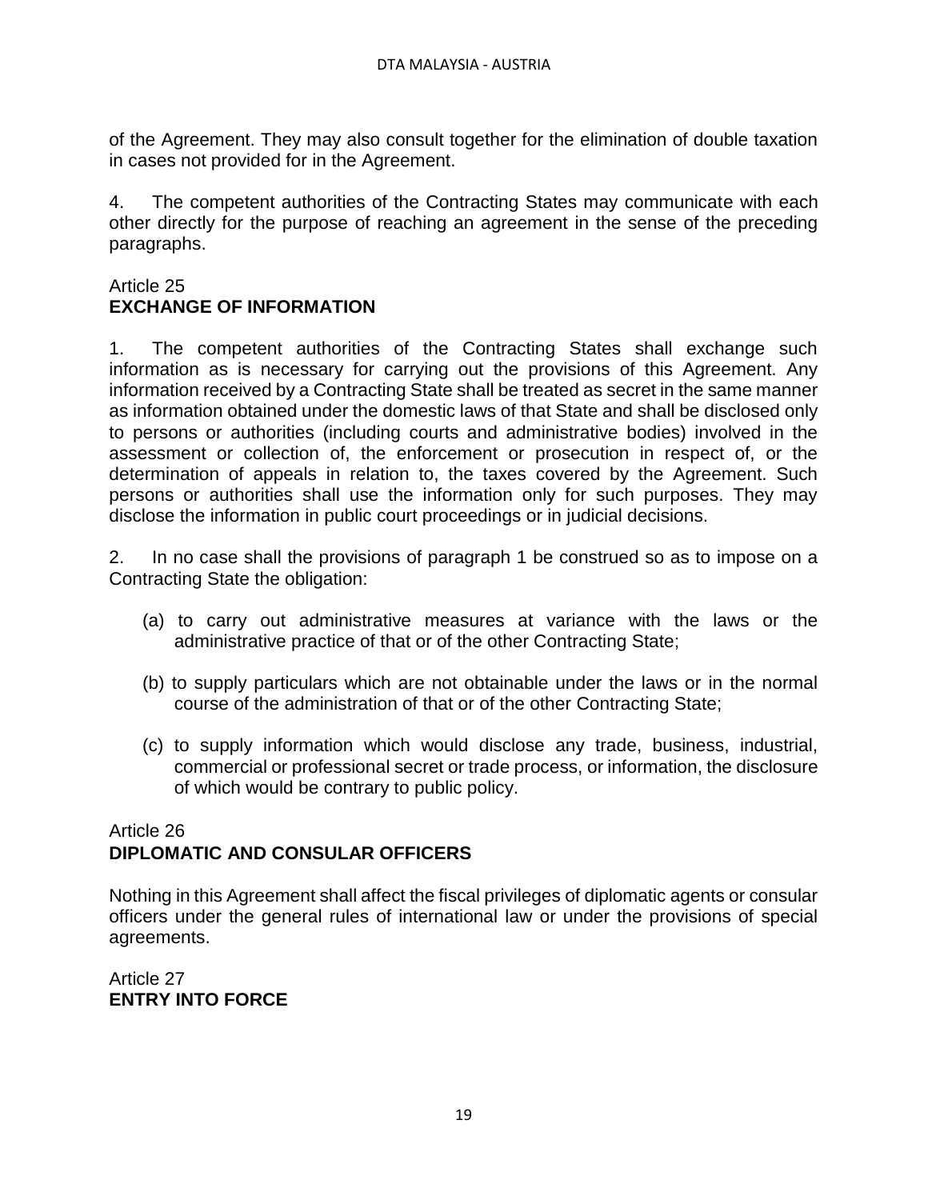of the Agreement. They may also consult together for the elimination of double taxation in cases not provided for in the Agreement.

4. The competent authorities of the Contracting States may communicate with each other directly for the purpose of reaching an agreement in the sense of the preceding paragraphs.

Article 25
**EXCHANGE OF INFORMATION**

1. The competent authorities of the Contracting States shall exchange such information as is necessary for carrying out the provisions of this Agreement. Any information received by a Contracting State shall be treated as secret in the same manner as information obtained under the domestic laws of that State and shall be disclosed only to persons or authorities (including courts and administrative bodies) involved in the assessment or collection of, the enforcement or prosecution in respect of, or the determination of appeals in relation to, the taxes covered by the Agreement. Such persons or authorities shall use the information only for such purposes. They may disclose the information in public court proceedings or in judicial decisions.

2. In no case shall the provisions of paragraph 1 be construed so as to impose on a Contracting State the obligation:

(a) to carry out administrative measures at variance with the laws or the administrative practice of that or of the other Contracting State;

(b) to supply particulars which are not obtainable under the laws or in the normal course of the administration of that or of the other Contracting State;

(c) to supply information which would disclose any trade, business, industrial, commercial or professional secret or trade process, or information, the disclosure of which would be contrary to public policy.

Article 26
**DIPLOMATIC AND CONSULAR OFFICERS**

Nothing in this Agreement shall affect the fiscal privileges of diplomatic agents or consular officers under the general rules of international law or under the provisions of special agreements.

Article 27
**ENTRY INTO FORCE**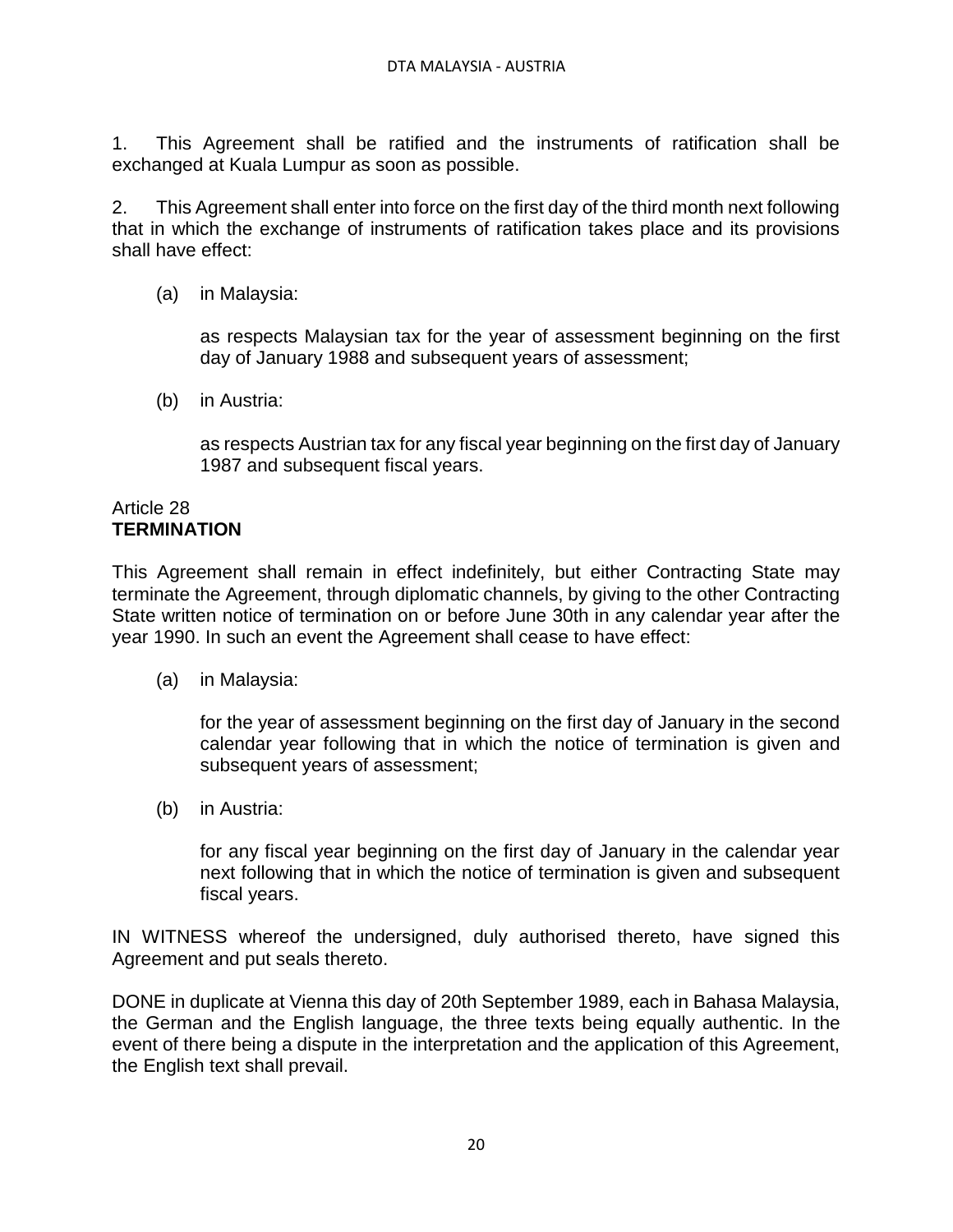1. This Agreement shall be ratified and the instruments of ratification shall be exchanged at Kuala Lumpur as soon as possible.

2. This Agreement shall enter into force on the first day of the third month next following that in which the exchange of instruments of ratification takes place and its provisions shall have effect:

(a) in Malaysia:

as respects Malaysian tax for the year of assessment beginning on the first day of January 1988 and subsequent years of assessment;

(b) in Austria:

as respects Austrian tax for any fiscal year beginning on the first day of January 1987 and subsequent fiscal years.

Article 28
**TERMINATION**

This Agreement shall remain in effect indefinitely, but either Contracting State may terminate the Agreement, through diplomatic channels, by giving to the other Contracting State written notice of termination on or before June 30th in any calendar year after the year 1990. In such an event the Agreement shall cease to have effect:

(a) in Malaysia:

for the year of assessment beginning on the first day of January in the second calendar year following that in which the notice of termination is given and subsequent years of assessment;

(b) in Austria:

for any fiscal year beginning on the first day of January in the calendar year next following that in which the notice of termination is given and subsequent fiscal years.

IN WITNESS whereof the undersigned, duly authorised thereto, have signed this Agreement and put seals thereto.

DONE in duplicate at Vienna this day of 20th September 1989, each in Bahasa Malaysia, the German and the English language, the three texts being equally authentic. In the event of there being a dispute in the interpretation and the application of this Agreement, the English text shall prevail.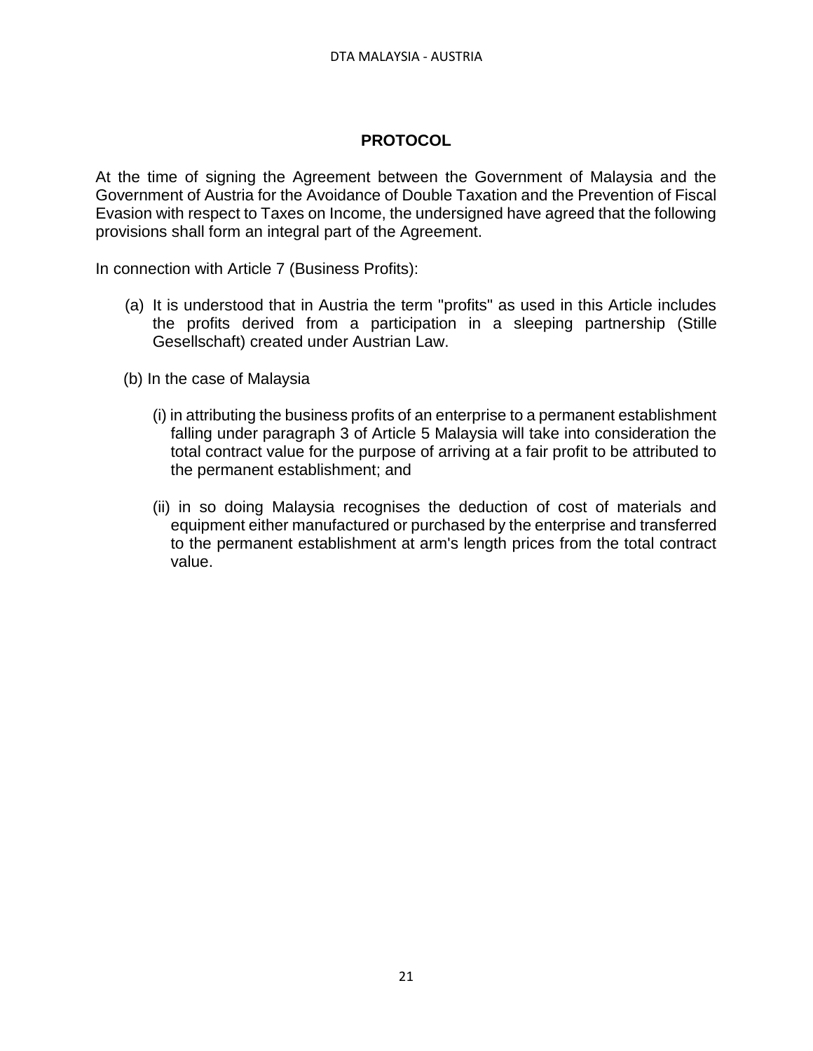## PROTOCOL

At the time of signing the Agreement between the Government of Malaysia and the Government of Austria for the Avoidance of Double Taxation and the Prevention of Fiscal Evasion with respect to Taxes on Income, the undersigned have agreed that the following provisions shall form an integral part of the Agreement.

In connection with Article 7 (Business Profits):

(a) It is understood that in Austria the term "profits" as used in this Article includes the profits derived from a participation in a sleeping partnership (Stille Gesellschaft) created under Austrian Law.

(b) In the case of Malaysia

(i) in attributing the business profits of an enterprise to a permanent establishment falling under paragraph 3 of Article 5 Malaysia will take into consideration the total contract value for the purpose of arriving at a fair profit to be attributed to the permanent establishment; and

(ii) in so doing Malaysia recognises the deduction of cost of materials and equipment either manufactured or purchased by the enterprise and transferred to the permanent establishment at arm's length prices from the total contract value.